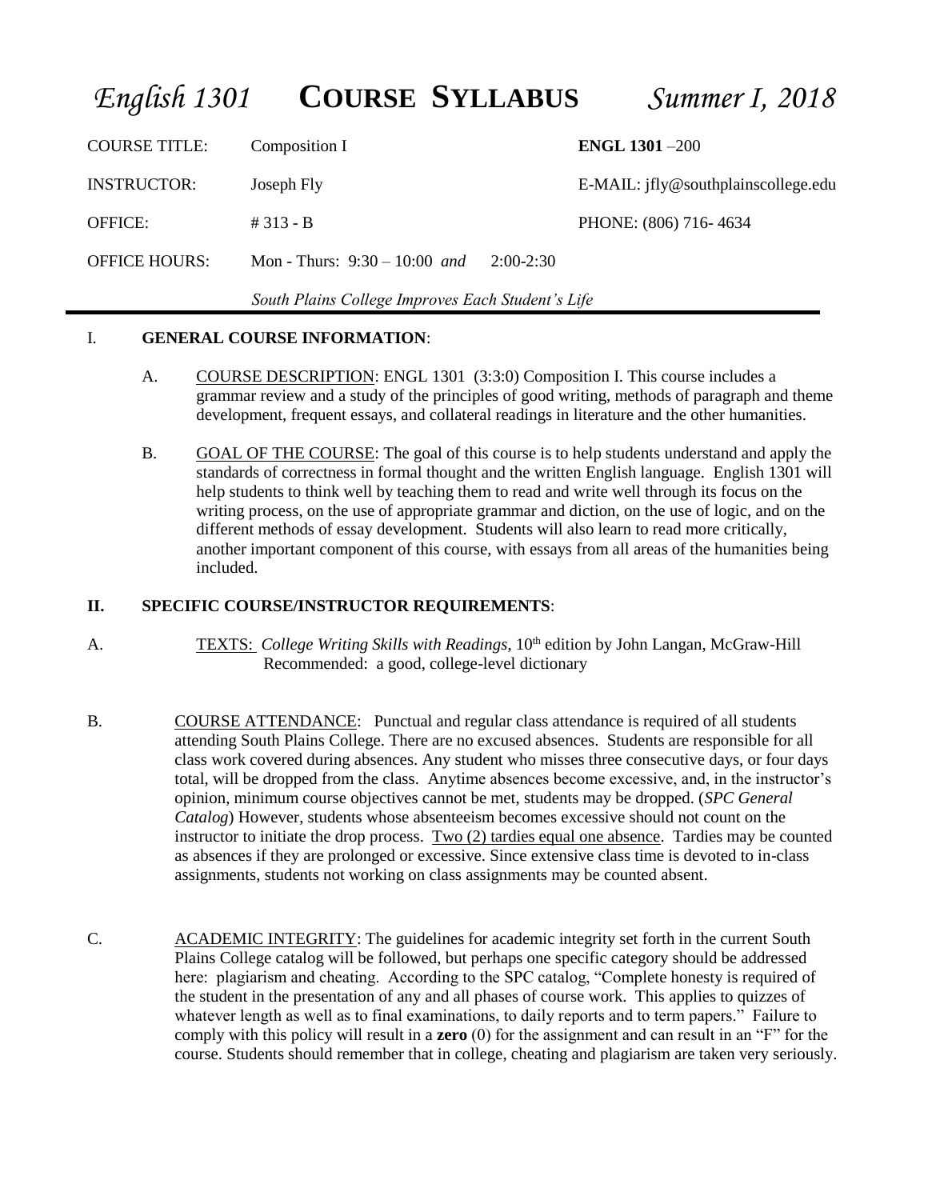# *English 1301* **COURSE SYLLABUS** *Summer I, 2018*

| | | |
|---|---|---|
| COURSE TITLE: | Composition I | **ENGL 1301** –200 |
| INSTRUCTOR: | Joseph Fly | E-MAIL: jfly@southplainscollege.edu |
| OFFICE: | # 313 - B | PHONE: (806) 716- 4634 |
| OFFICE HOURS: | Mon - Thurs: 9:30 – 10:00 *and* 2:00-2:30 | |

*South Plains College Improves Each Student's Life*

## I. GENERAL COURSE INFORMATION:

A. COURSE DESCRIPTION: ENGL 1301 (3:3:0) Composition I. This course includes a grammar review and a study of the principles of good writing, methods of paragraph and theme development, frequent essays, and collateral readings in literature and the other humanities.

B. GOAL OF THE COURSE: The goal of this course is to help students understand and apply the standards of correctness in formal thought and the written English language. English 1301 will help students to think well by teaching them to read and write well through its focus on the writing process, on the use of appropriate grammar and diction, on the use of logic, and on the different methods of essay development. Students will also learn to read more critically, another important component of this course, with essays from all areas of the humanities being included.

## II. SPECIFIC COURSE/INSTRUCTOR REQUIREMENTS:

A. TEXTS: *College Writing Skills with Readings*, 10th edition by John Langan, McGraw-Hill
Recommended: a good, college-level dictionary

B. COURSE ATTENDANCE: Punctual and regular class attendance is required of all students attending South Plains College. There are no excused absences. Students are responsible for all class work covered during absences. Any student who misses three consecutive days, or four days total, will be dropped from the class. Anytime absences become excessive, and, in the instructor's opinion, minimum course objectives cannot be met, students may be dropped. (*SPC General Catalog*) However, students whose absenteeism becomes excessive should not count on the instructor to initiate the drop process. Two (2) tardies equal one absence. Tardies may be counted as absences if they are prolonged or excessive. Since extensive class time is devoted to in-class assignments, students not working on class assignments may be counted absent.

C. ACADEMIC INTEGRITY: The guidelines for academic integrity set forth in the current South Plains College catalog will be followed, but perhaps one specific category should be addressed here: plagiarism and cheating. According to the SPC catalog, "Complete honesty is required of the student in the presentation of any and all phases of course work. This applies to quizzes of whatever length as well as to final examinations, to daily reports and to term papers." Failure to comply with this policy will result in a **zero** (0) for the assignment and can result in an "F" for the course. Students should remember that in college, cheating and plagiarism are taken very seriously.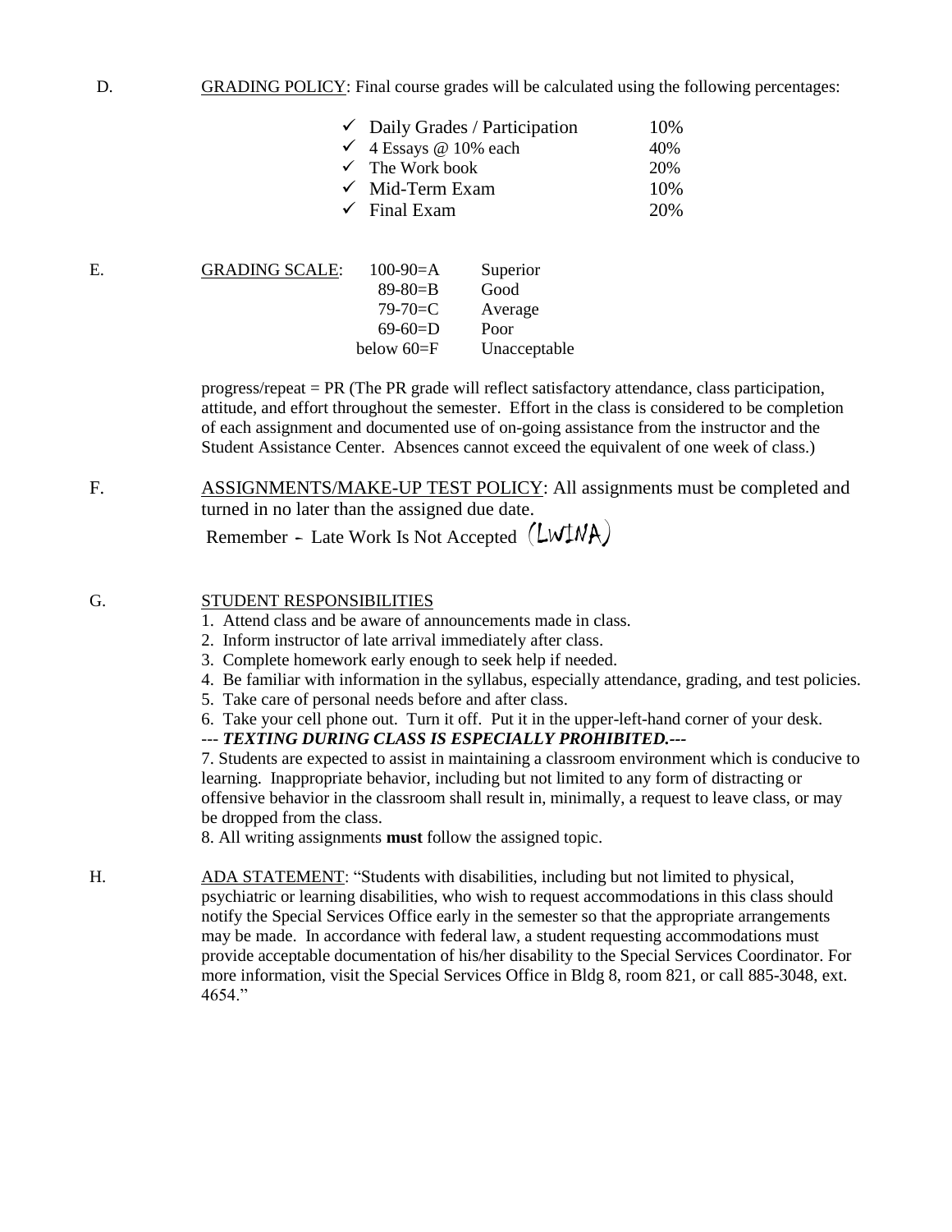D. <u>GRADING POLICY</u>: Final course grades will be calculated using the following percentages:

| | |
|---|---|
| ✓ Daily Grades / Participation | 10% |
| ✓ 4 Essays @ 10% each | 40% |
| ✓ The Work book | 20% |
| ✓ Mid-Term Exam | 10% |
| ✓ Final Exam | 20% |

E. <u>GRADING SCALE</u>:

| | |
|---|---|
| 100-90=A | Superior |
| 89-80=B | Good |
| 79-70=C | Average |
| 69-60=D | Poor |
| below 60=F | Unacceptable |

progress/repeat = PR (The PR grade will reflect satisfactory attendance, class participation, attitude, and effort throughout the semester. Effort in the class is considered to be completion of each assignment and documented use of on-going assistance from the instructor and the Student Assistance Center. Absences cannot exceed the equivalent of one week of class.)

F. <u>ASSIGNMENTS/MAKE-UP TEST POLICY</u>: All assignments must be completed and turned in no later than the assigned due date.

Remember - Late Work Is Not Accepted (LWINA)

G. <u>STUDENT RESPONSIBILITIES</u>

1. Attend class and be aware of announcements made in class.
2. Inform instructor of late arrival immediately after class.
3. Complete homework early enough to seek help if needed.
4. Be familiar with information in the syllabus, especially attendance, grading, and test policies.
5. Take care of personal needs before and after class.
6. Take your cell phone out. Turn it off. Put it in the upper-left-hand corner of your desk.

--- ***TEXTING DURING CLASS IS ESPECIALLY PROHIBITED.***---

7. Students are expected to assist in maintaining a classroom environment which is conducive to learning. Inappropriate behavior, including but not limited to any form of distracting or offensive behavior in the classroom shall result in, minimally, a request to leave class, or may be dropped from the class.
8. All writing assignments **must** follow the assigned topic.

H. <u>ADA STATEMENT</u>: "Students with disabilities, including but not limited to physical, psychiatric or learning disabilities, who wish to request accommodations in this class should notify the Special Services Office early in the semester so that the appropriate arrangements may be made. In accordance with federal law, a student requesting accommodations must provide acceptable documentation of his/her disability to the Special Services Coordinator. For more information, visit the Special Services Office in Bldg 8, room 821, or call 885-3048, ext. 4654."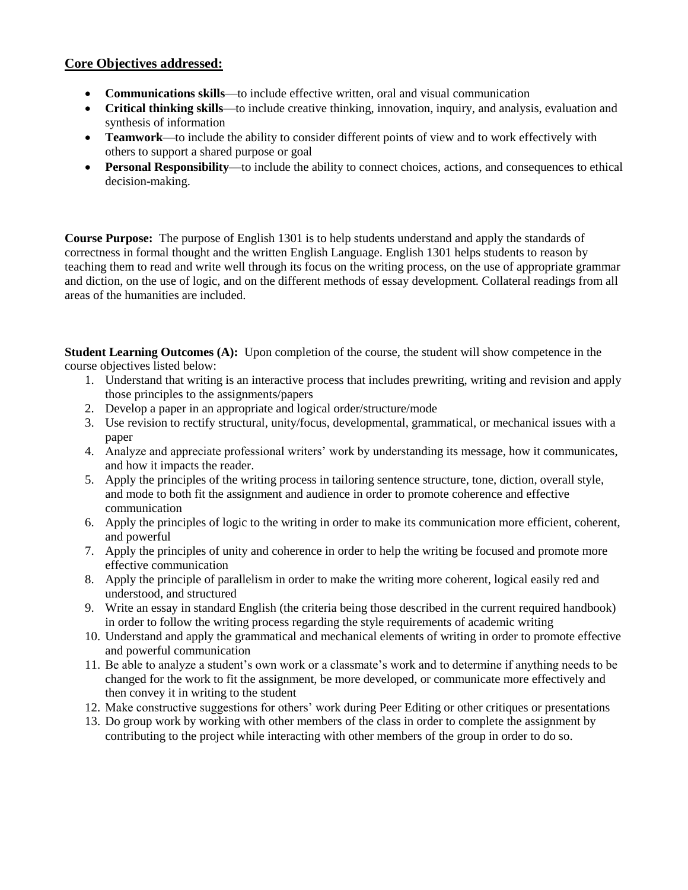## Core Objectives addressed:

- **Communications skills**—to include effective written, oral and visual communication
- **Critical thinking skills**—to include creative thinking, innovation, inquiry, and analysis, evaluation and synthesis of information
- **Teamwork**—to include the ability to consider different points of view and to work effectively with others to support a shared purpose or goal
- **Personal Responsibility**—to include the ability to connect choices, actions, and consequences to ethical decision-making.

**Course Purpose:** The purpose of English 1301 is to help students understand and apply the standards of correctness in formal thought and the written English Language. English 1301 helps students to reason by teaching them to read and write well through its focus on the writing process, on the use of appropriate grammar and diction, on the use of logic, and on the different methods of essay development. Collateral readings from all areas of the humanities are included.

**Student Learning Outcomes (A):** Upon completion of the course, the student will show competence in the course objectives listed below:

1. Understand that writing is an interactive process that includes prewriting, writing and revision and apply those principles to the assignments/papers
2. Develop a paper in an appropriate and logical order/structure/mode
3. Use revision to rectify structural, unity/focus, developmental, grammatical, or mechanical issues with a paper
4. Analyze and appreciate professional writers' work by understanding its message, how it communicates, and how it impacts the reader.
5. Apply the principles of the writing process in tailoring sentence structure, tone, diction, overall style, and mode to both fit the assignment and audience in order to promote coherence and effective communication
6. Apply the principles of logic to the writing in order to make its communication more efficient, coherent, and powerful
7. Apply the principles of unity and coherence in order to help the writing be focused and promote more effective communication
8. Apply the principle of parallelism in order to make the writing more coherent, logical easily red and understood, and structured
9. Write an essay in standard English (the criteria being those described in the current required handbook) in order to follow the writing process regarding the style requirements of academic writing
10. Understand and apply the grammatical and mechanical elements of writing in order to promote effective and powerful communication
11. Be able to analyze a student's own work or a classmate's work and to determine if anything needs to be changed for the work to fit the assignment, be more developed, or communicate more effectively and then convey it in writing to the student
12. Make constructive suggestions for others' work during Peer Editing or other critiques or presentations
13. Do group work by working with other members of the class in order to complete the assignment by contributing to the project while interacting with other members of the group in order to do so.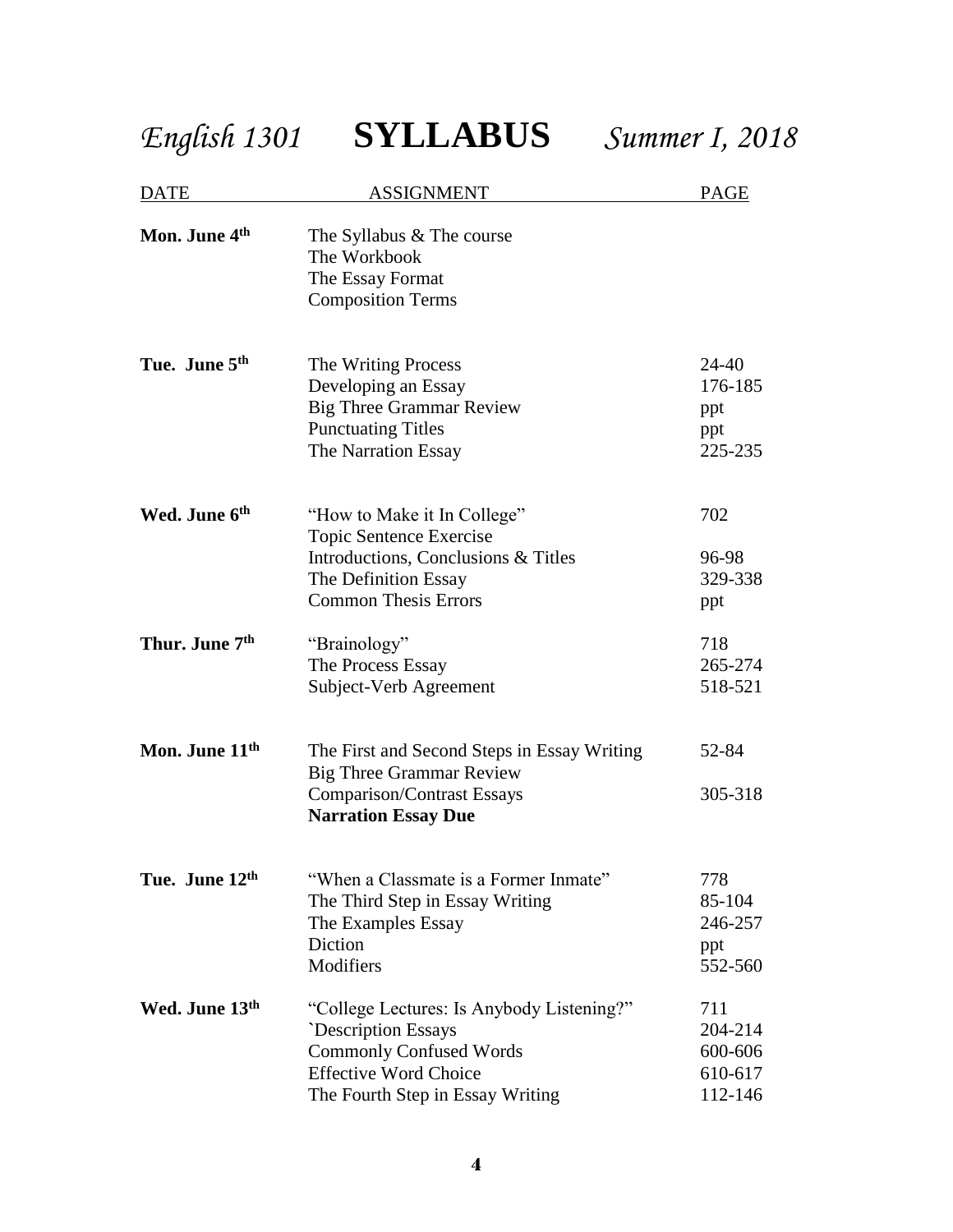# *English 1301* **SYLLABUS** *Summer I, 2018*

| DATE | ASSIGNMENT | PAGE |
| --- | --- | --- |
| **Mon. June 4th** | The Syllabus & The course | |
| | The Workbook | |
| | The Essay Format | |
| | Composition Terms | |
| **Tue. June 5th** | The Writing Process | 24-40 |
| | Developing an Essay | 176-185 |
| | Big Three Grammar Review | ppt |
| | Punctuating Titles | ppt |
| | The Narration Essay | 225-235 |
| **Wed. June 6th** | "How to Make it In College" | 702 |
| | Topic Sentence Exercise | |
| | Introductions, Conclusions & Titles | 96-98 |
| | The Definition Essay | 329-338 |
| | Common Thesis Errors | ppt |
| **Thur. June 7th** | "Brainology" | 718 |
| | The Process Essay | 265-274 |
| | Subject-Verb Agreement | 518-521 |
| **Mon. June 11th** | The First and Second Steps in Essay Writing | 52-84 |
| | Big Three Grammar Review | |
| | Comparison/Contrast Essays | 305-318 |
| | **Narration Essay Due** | |
| **Tue. June 12th** | "When a Classmate is a Former Inmate" | 778 |
| | The Third Step in Essay Writing | 85-104 |
| | The Examples Essay | 246-257 |
| | Diction | ppt |
| | Modifiers | 552-560 |
| **Wed. June 13th** | "College Lectures: Is Anybody Listening?" | 711 |
| | `Description Essays | 204-214 |
| | Commonly Confused Words | 600-606 |
| | Effective Word Choice | 610-617 |
| | The Fourth Step in Essay Writing | 112-146 |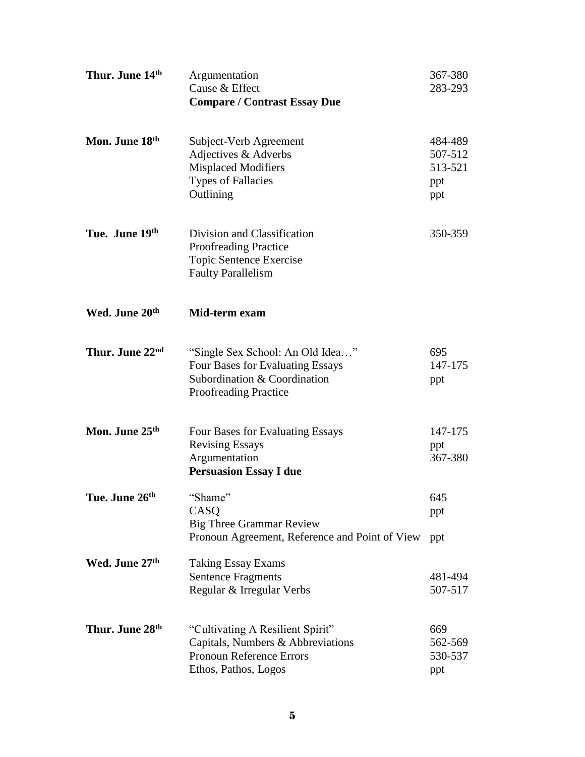| Date | Topic | Pages |
|---|---|---|
| **Thur. June 14th** | Argumentation | 367-380 |
| | Cause & Effect | 283-293 |
| | **Compare / Contrast Essay Due** | |
| **Mon. June 18th** | Subject-Verb Agreement | 484-489 |
| | Adjectives & Adverbs | 507-512 |
| | Misplaced Modifiers | 513-521 |
| | Types of Fallacies | ppt |
| | Outlining | ppt |
| **Tue. June 19th** | Division and Classification | 350-359 |
| | Proofreading Practice | |
| | Topic Sentence Exercise | |
| | Faulty Parallelism | |
| **Wed. June 20th** | **Mid-term exam** | |
| **Thur. June 22nd** | "Single Sex School: An Old Idea…" | 695 |
| | Four Bases for Evaluating Essays | 147-175 |
| | Subordination & Coordination | ppt |
| | Proofreading Practice | |
| **Mon. June 25th** | Four Bases for Evaluating Essays | 147-175 |
| | Revising Essays | ppt |
| | Argumentation | 367-380 |
| | **Persuasion Essay I due** | |
| **Tue. June 26th** | "Shame" | 645 |
| | CASQ | ppt |
| | Big Three Grammar Review | |
| | Pronoun Agreement, Reference and Point of View | ppt |
| **Wed. June 27th** | Taking Essay Exams | |
| | Sentence Fragments | 481-494 |
| | Regular & Irregular Verbs | 507-517 |
| **Thur. June 28th** | "Cultivating A Resilient Spirit" | 669 |
| | Capitals, Numbers & Abbreviations | 562-569 |
| | Pronoun Reference Errors | 530-537 |
| | Ethos, Pathos, Logos | ppt |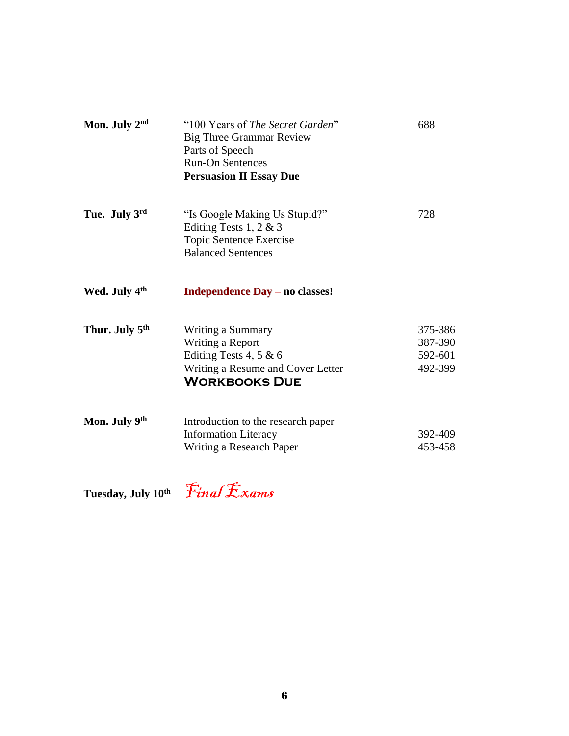| | | |
|---|---|---|
| **Mon. July 2nd** | "100 Years of *The Secret Garden*"<br>Big Three Grammar Review<br>Parts of Speech<br>Run-On Sentences<br>**Persuasion II Essay Due** | 688 |
| **Tue. July 3rd** | "Is Google Making Us Stupid?"<br>Editing Tests 1, 2 & 3<br>Topic Sentence Exercise<br>Balanced Sentences | 728 |
| **Wed. July 4th** | **Independence Day – no classes!** | |
| **Thur. July 5th** | Writing a Summary<br>Writing a Report<br>Editing Tests 4, 5 & 6<br>Writing a Resume and Cover Letter<br>**WORKBOOKS DUE** | 375-386<br>387-390<br>592-601<br>492-399 |
| **Mon. July 9th** | Introduction to the research paper<br>Information Literacy<br>Writing a Research Paper | <br>392-409<br>453-458 |
| **Tuesday, July 10th** | *Final Exams* | |